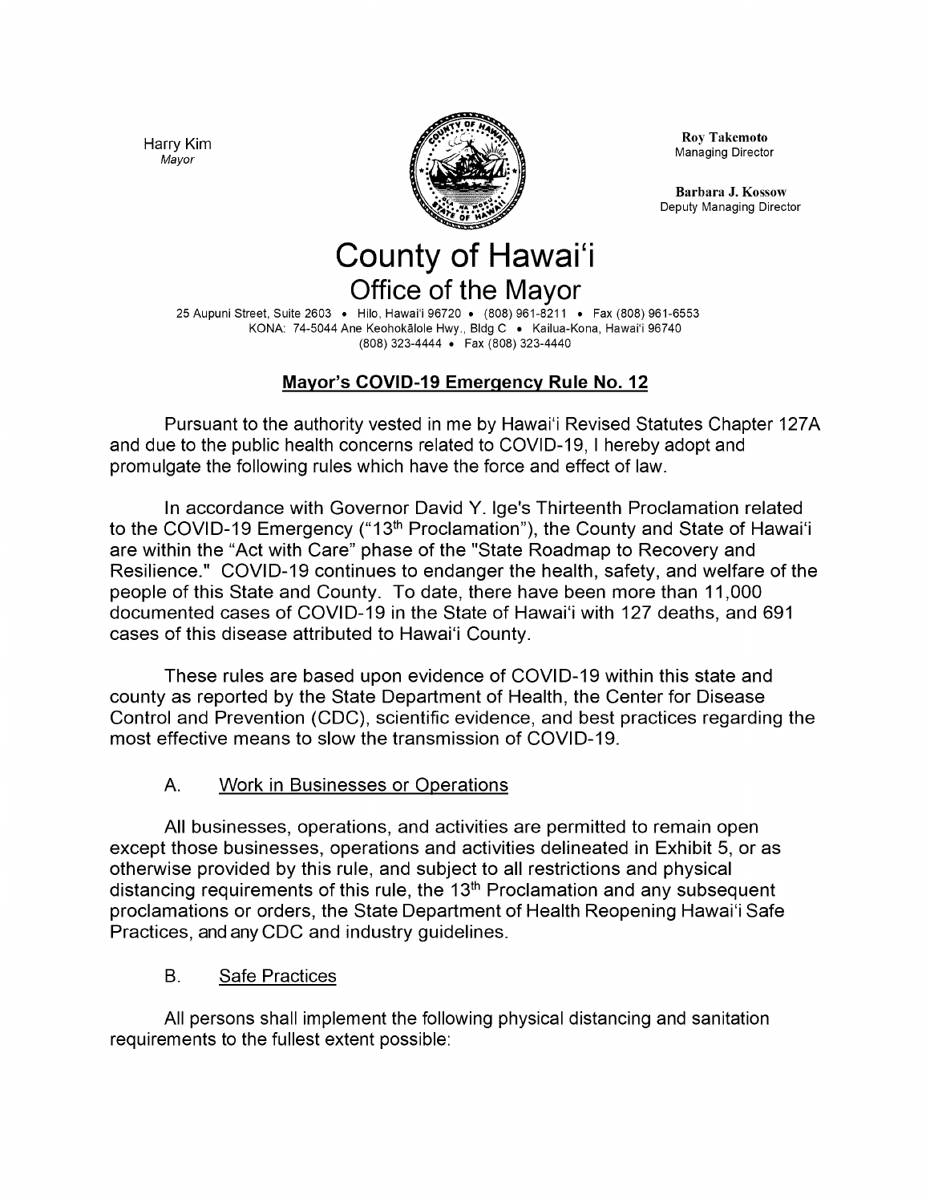Harry Kim
*Mayor*

**Roy Takemoto**
Managing Director

**Barbara J. Kossow**
Deputy Managing Director

# County of Hawaiʻi
## Office of the Mayor

25 Aupuni Street, Suite 2603 • Hilo, Hawaiʻi 96720 • (808) 961-8211 • Fax (808) 961-6553
KONA: 74-5044 Ane Keohokālole Hwy., Bldg C • Kailua-Kona, Hawaiʻi 96740
(808) 323-4444 • Fax (808) 323-4440

### Mayor's COVID-19 Emergency Rule No. 12

Pursuant to the authority vested in me by Hawaiʻi Revised Statutes Chapter 127A and due to the public health concerns related to COVID-19, I hereby adopt and promulgate the following rules which have the force and effect of law.

In accordance with Governor David Y. Ige's Thirteenth Proclamation related to the COVID-19 Emergency ("13th Proclamation"), the County and State of Hawaiʻi are within the "Act with Care" phase of the "State Roadmap to Recovery and Resilience." COVID-19 continues to endanger the health, safety, and welfare of the people of this State and County. To date, there have been more than 11,000 documented cases of COVID-19 in the State of Hawaiʻi with 127 deaths, and 691 cases of this disease attributed to Hawaiʻi County.

These rules are based upon evidence of COVID-19 within this state and county as reported by the State Department of Health, the Center for Disease Control and Prevention (CDC), scientific evidence, and best practices regarding the most effective means to slow the transmission of COVID-19.

A. Work in Businesses or Operations

All businesses, operations, and activities are permitted to remain open except those businesses, operations and activities delineated in Exhibit 5, or as otherwise provided by this rule, and subject to all restrictions and physical distancing requirements of this rule, the 13th Proclamation and any subsequent proclamations or orders, the State Department of Health Reopening Hawaiʻi Safe Practices, and any CDC and industry guidelines.

B. Safe Practices

All persons shall implement the following physical distancing and sanitation requirements to the fullest extent possible: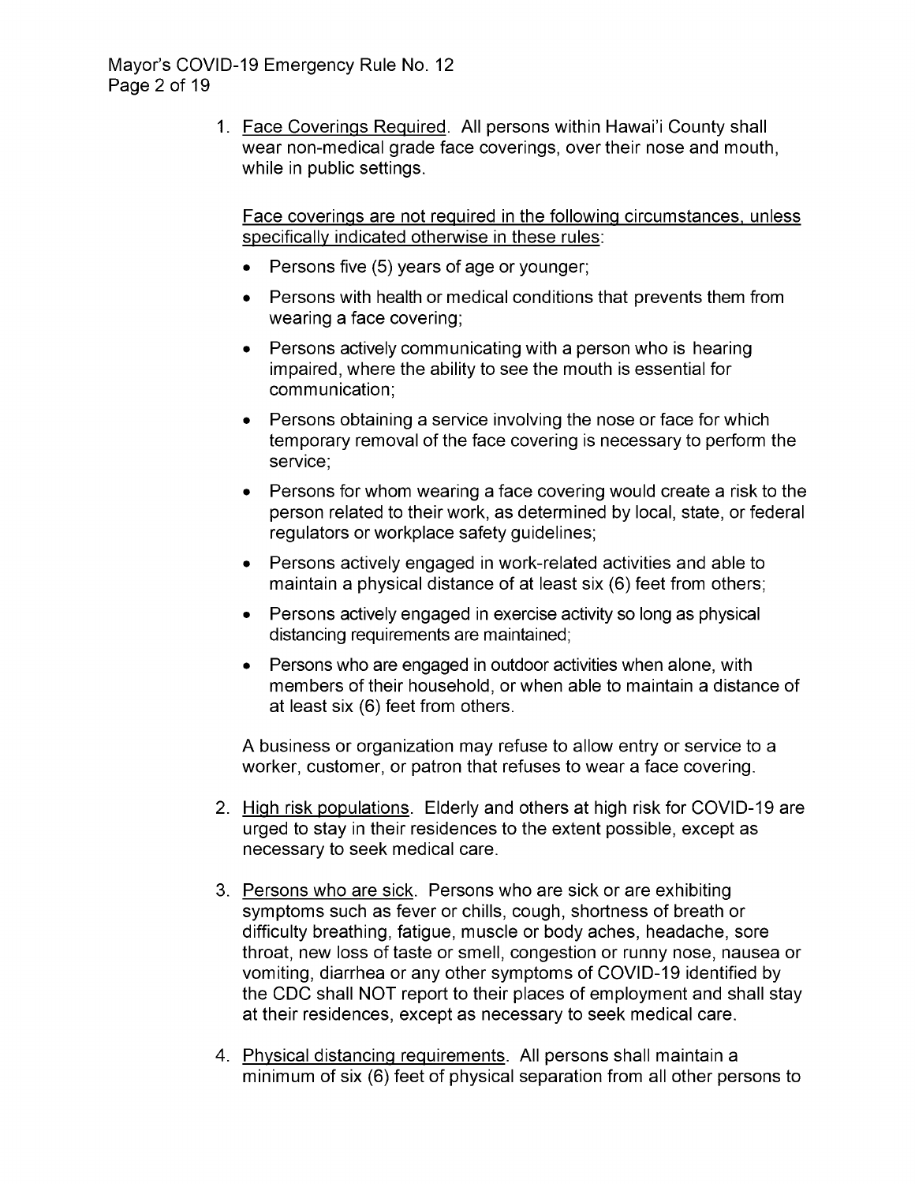1. Face Coverings Required. All persons within Hawai'i County shall wear non-medical grade face coverings, over their nose and mouth, while in public settings.

   Face coverings are not required in the following circumstances, unless specifically indicated otherwise in these rules:

   - Persons five (5) years of age or younger;
   - Persons with health or medical conditions that prevents them from wearing a face covering;
   - Persons actively communicating with a person who is hearing impaired, where the ability to see the mouth is essential for communication;
   - Persons obtaining a service involving the nose or face for which temporary removal of the face covering is necessary to perform the service;
   - Persons for whom wearing a face covering would create a risk to the person related to their work, as determined by local, state, or federal regulators or workplace safety guidelines;
   - Persons actively engaged in work-related activities and able to maintain a physical distance of at least six (6) feet from others;
   - Persons actively engaged in exercise activity so long as physical distancing requirements are maintained;
   - Persons who are engaged in outdoor activities when alone, with members of their household, or when able to maintain a distance of at least six (6) feet from others.

   A business or organization may refuse to allow entry or service to a worker, customer, or patron that refuses to wear a face covering.

2. High risk populations. Elderly and others at high risk for COVID-19 are urged to stay in their residences to the extent possible, except as necessary to seek medical care.

3. Persons who are sick. Persons who are sick or are exhibiting symptoms such as fever or chills, cough, shortness of breath or difficulty breathing, fatigue, muscle or body aches, headache, sore throat, new loss of taste or smell, congestion or runny nose, nausea or vomiting, diarrhea or any other symptoms of COVID-19 identified by the CDC shall NOT report to their places of employment and shall stay at their residences, except as necessary to seek medical care.

4. Physical distancing requirements. All persons shall maintain a minimum of six (6) feet of physical separation from all other persons to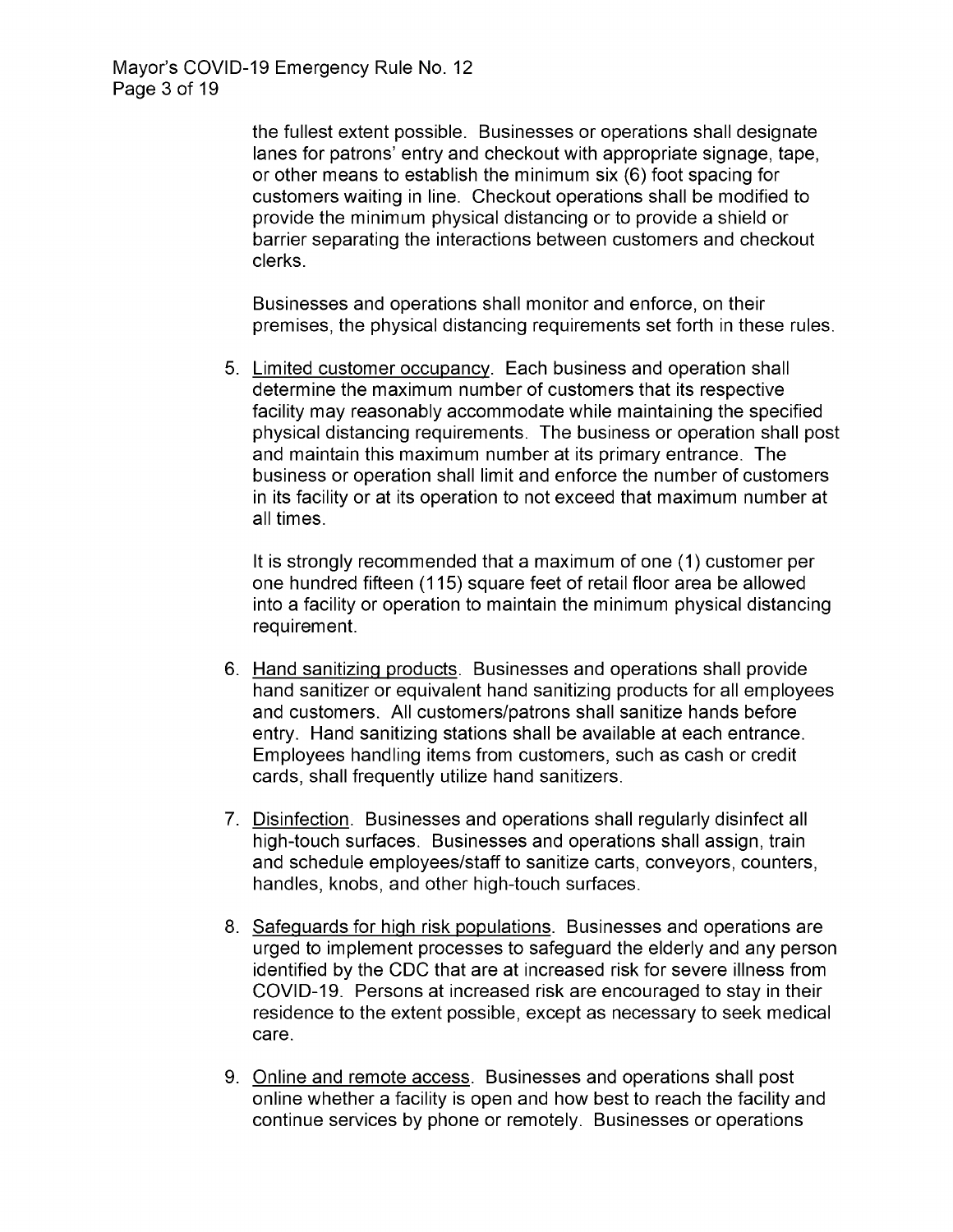the fullest extent possible. Businesses or operations shall designate lanes for patrons' entry and checkout with appropriate signage, tape, or other means to establish the minimum six (6) foot spacing for customers waiting in line. Checkout operations shall be modified to provide the minimum physical distancing or to provide a shield or barrier separating the interactions between customers and checkout clerks.

Businesses and operations shall monitor and enforce, on their premises, the physical distancing requirements set forth in these rules.

5. Limited customer occupancy. Each business and operation shall determine the maximum number of customers that its respective facility may reasonably accommodate while maintaining the specified physical distancing requirements. The business or operation shall post and maintain this maximum number at its primary entrance. The business or operation shall limit and enforce the number of customers in its facility or at its operation to not exceed that maximum number at all times.

   It is strongly recommended that a maximum of one (1) customer per one hundred fifteen (115) square feet of retail floor area be allowed into a facility or operation to maintain the minimum physical distancing requirement.

6. Hand sanitizing products. Businesses and operations shall provide hand sanitizer or equivalent hand sanitizing products for all employees and customers. All customers/patrons shall sanitize hands before entry. Hand sanitizing stations shall be available at each entrance. Employees handling items from customers, such as cash or credit cards, shall frequently utilize hand sanitizers.

7. Disinfection. Businesses and operations shall regularly disinfect all high-touch surfaces. Businesses and operations shall assign, train and schedule employees/staff to sanitize carts, conveyors, counters, handles, knobs, and other high-touch surfaces.

8. Safeguards for high risk populations. Businesses and operations are urged to implement processes to safeguard the elderly and any person identified by the CDC that are at increased risk for severe illness from COVID-19. Persons at increased risk are encouraged to stay in their residence to the extent possible, except as necessary to seek medical care.

9. Online and remote access. Businesses and operations shall post online whether a facility is open and how best to reach the facility and continue services by phone or remotely. Businesses or operations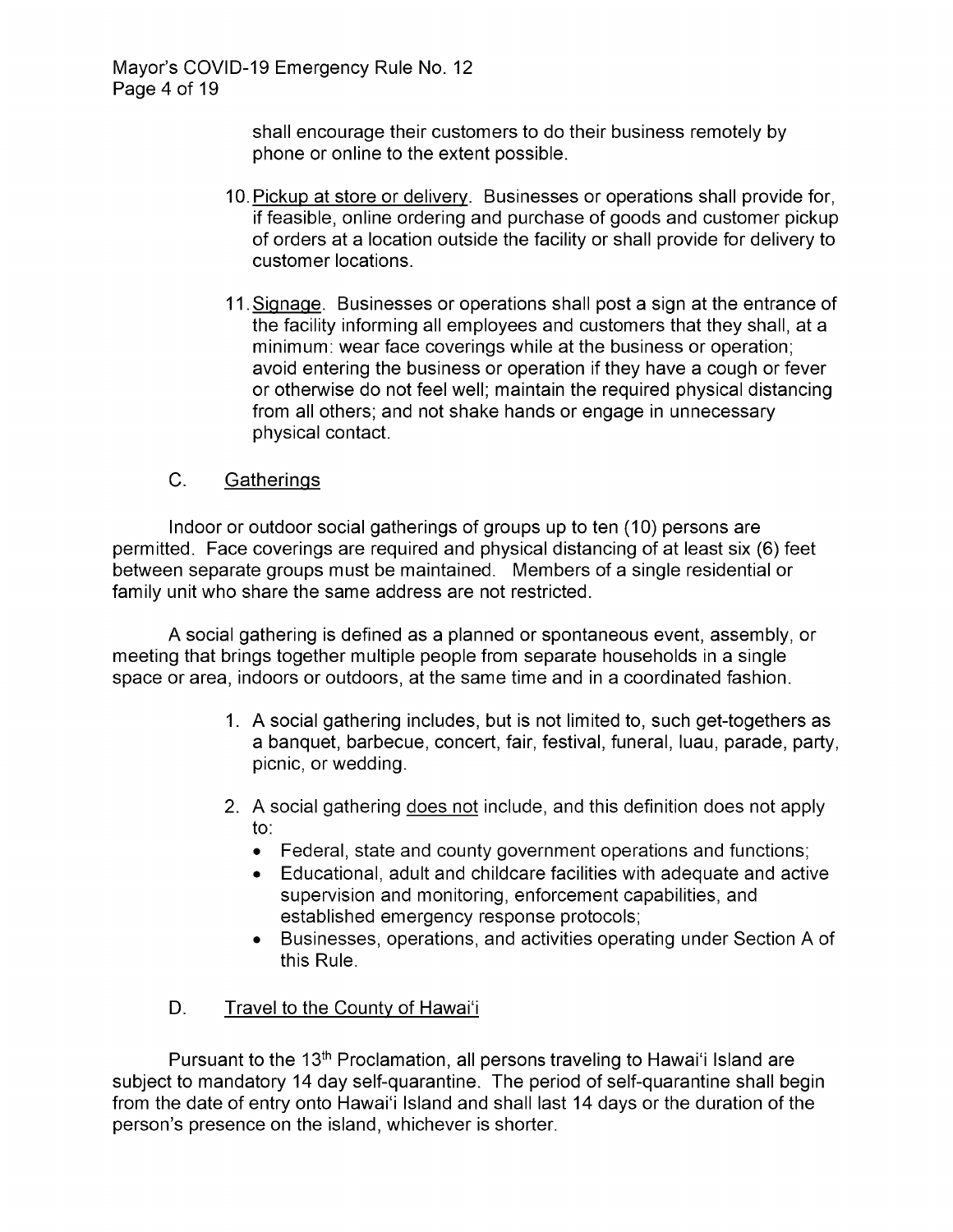shall encourage their customers to do their business remotely by phone or online to the extent possible.

10. Pickup at store or delivery. Businesses or operations shall provide for, if feasible, online ordering and purchase of goods and customer pickup of orders at a location outside the facility or shall provide for delivery to customer locations.

11. Signage. Businesses or operations shall post a sign at the entrance of the facility informing all employees and customers that they shall, at a minimum: wear face coverings while at the business or operation; avoid entering the business or operation if they have a cough or fever or otherwise do not feel well; maintain the required physical distancing from all others; and not shake hands or engage in unnecessary physical contact.

## C. Gatherings

Indoor or outdoor social gatherings of groups up to ten (10) persons are permitted. Face coverings are required and physical distancing of at least six (6) feet between separate groups must be maintained. Members of a single residential or family unit who share the same address are not restricted.

A social gathering is defined as a planned or spontaneous event, assembly, or meeting that brings together multiple people from separate households in a single space or area, indoors or outdoors, at the same time and in a coordinated fashion.

1. A social gathering includes, but is not limited to, such get-togethers as a banquet, barbecue, concert, fair, festival, funeral, luau, parade, party, picnic, or wedding.

2. A social gathering does not include, and this definition does not apply to:
   - Federal, state and county government operations and functions;
   - Educational, adult and childcare facilities with adequate and active supervision and monitoring, enforcement capabilities, and established emergency response protocols;
   - Businesses, operations, and activities operating under Section A of this Rule.

## D. Travel to the County of Hawai'i

Pursuant to the 13th Proclamation, all persons traveling to Hawai'i Island are subject to mandatory 14 day self-quarantine. The period of self-quarantine shall begin from the date of entry onto Hawai'i Island and shall last 14 days or the duration of the person's presence on the island, whichever is shorter.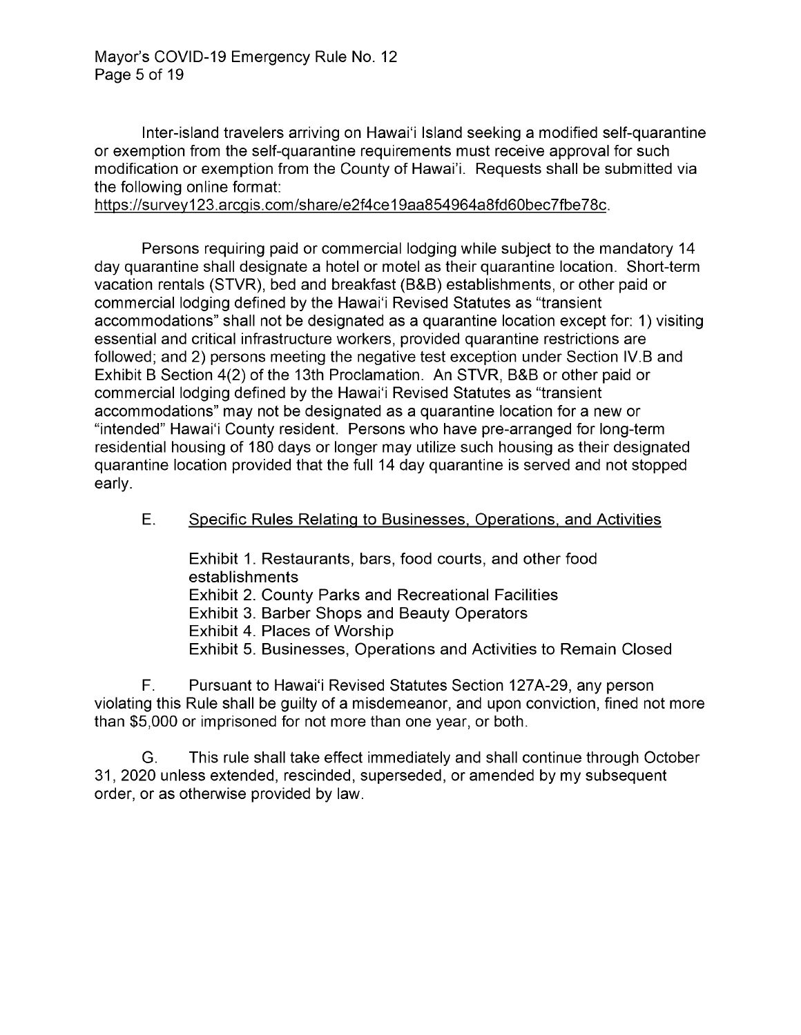Inter-island travelers arriving on Hawai'i Island seeking a modified self-quarantine or exemption from the self-quarantine requirements must receive approval for such modification or exemption from the County of Hawai'i. Requests shall be submitted via the following online format:
https://survey123.arcgis.com/share/e2f4ce19aa854964a8fd60bec7fbe78c.

Persons requiring paid or commercial lodging while subject to the mandatory 14 day quarantine shall designate a hotel or motel as their quarantine location. Short-term vacation rentals (STVR), bed and breakfast (B&B) establishments, or other paid or commercial lodging defined by the Hawai'i Revised Statutes as "transient accommodations" shall not be designated as a quarantine location except for: 1) visiting essential and critical infrastructure workers, provided quarantine restrictions are followed; and 2) persons meeting the negative test exception under Section IV.B and Exhibit B Section 4(2) of the 13th Proclamation. An STVR, B&B or other paid or commercial lodging defined by the Hawai'i Revised Statutes as "transient accommodations" may not be designated as a quarantine location for a new or "intended" Hawai'i County resident. Persons who have pre-arranged for long-term residential housing of 180 days or longer may utilize such housing as their designated quarantine location provided that the full 14 day quarantine is served and not stopped early.

E. Specific Rules Relating to Businesses, Operations, and Activities

Exhibit 1. Restaurants, bars, food courts, and other food establishments
Exhibit 2. County Parks and Recreational Facilities
Exhibit 3. Barber Shops and Beauty Operators
Exhibit 4. Places of Worship
Exhibit 5. Businesses, Operations and Activities to Remain Closed

F. Pursuant to Hawai'i Revised Statutes Section 127A-29, any person violating this Rule shall be guilty of a misdemeanor, and upon conviction, fined not more than $5,000 or imprisoned for not more than one year, or both.

G. This rule shall take effect immediately and shall continue through October 31, 2020 unless extended, rescinded, superseded, or amended by my subsequent order, or as otherwise provided by law.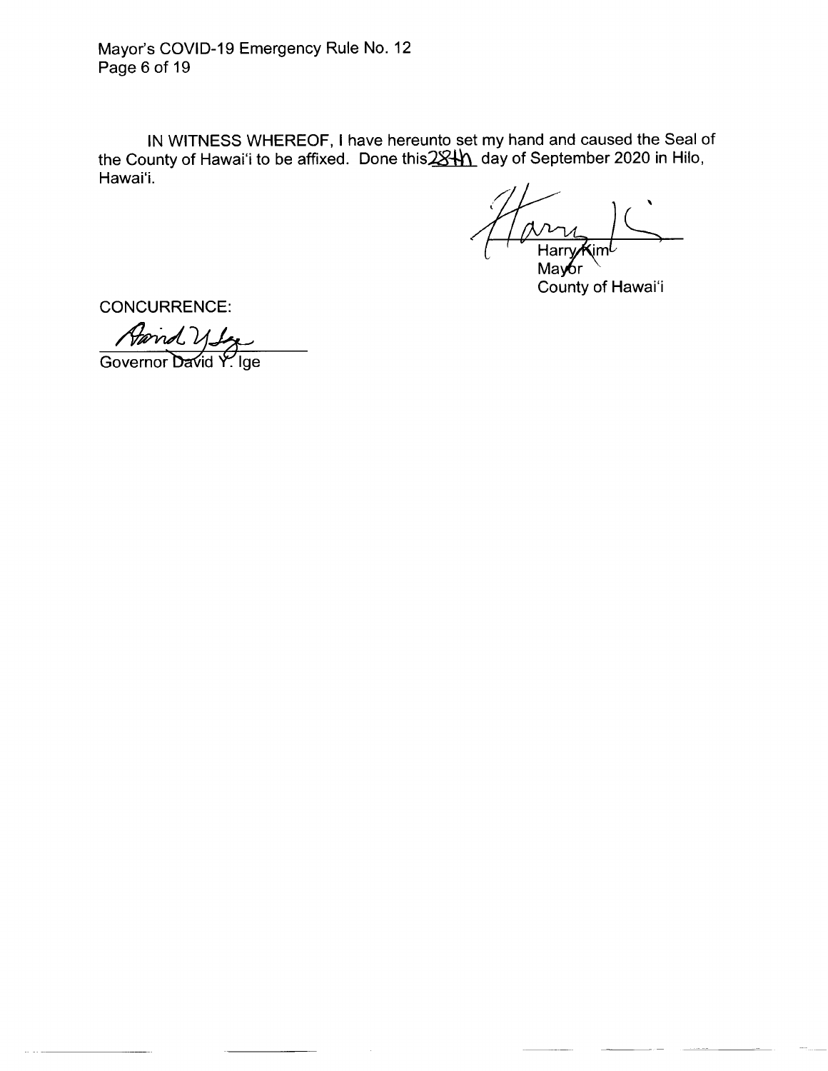IN WITNESS WHEREOF, I have hereunto set my hand and caused the Seal of the County of Hawai'i to be affixed. Done this 28th day of September 2020 in Hilo, Hawai'i.

Harry Kim
Mayor
County of Hawai'i

CONCURRENCE:

Governor David Y. Ige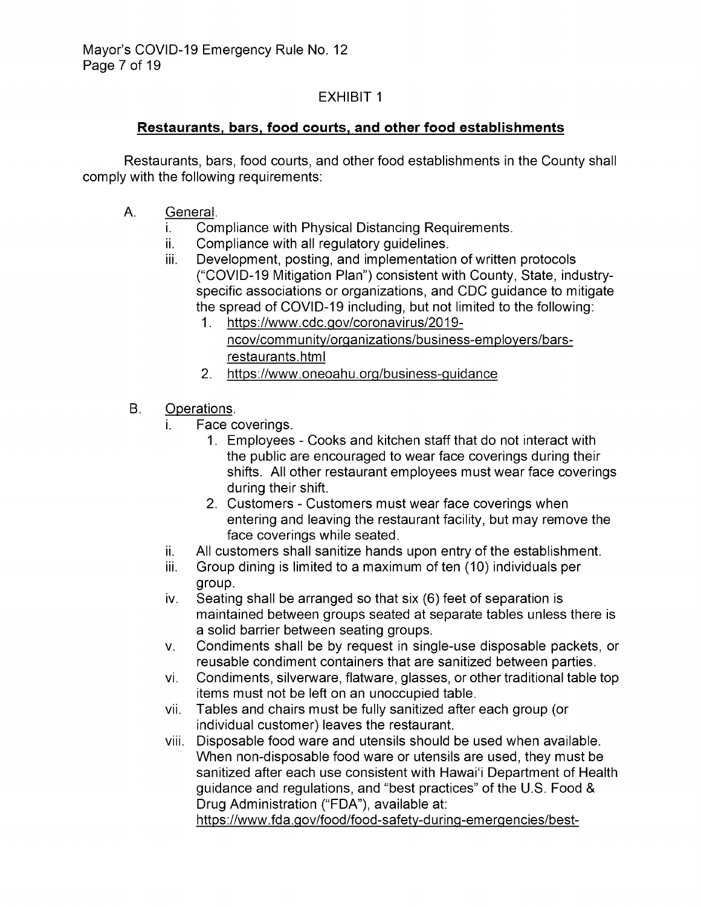EXHIBIT 1

**Restaurants, bars, food courts, and other food establishments**

Restaurants, bars, food courts, and other food establishments in the County shall comply with the following requirements:

A. General.
   i. Compliance with Physical Distancing Requirements.
   ii. Compliance with all regulatory guidelines.
   iii. Development, posting, and implementation of written protocols ("COVID-19 Mitigation Plan") consistent with County, State, industry-specific associations or organizations, and CDC guidance to mitigate the spread of COVID-19 including, but not limited to the following:
      1. https://www.cdc.gov/coronavirus/2019-ncov/community/organizations/business-employers/bars-restaurants.html
      2. https://www.oneoahu.org/business-guidance

B. Operations.
   i. Face coverings.
      1. Employees - Cooks and kitchen staff that do not interact with the public are encouraged to wear face coverings during their shifts. All other restaurant employees must wear face coverings during their shift.
      2. Customers - Customers must wear face coverings when entering and leaving the restaurant facility, but may remove the face coverings while seated.
   ii. All customers shall sanitize hands upon entry of the establishment.
   iii. Group dining is limited to a maximum of ten (10) individuals per group.
   iv. Seating shall be arranged so that six (6) feet of separation is maintained between groups seated at separate tables unless there is a solid barrier between seating groups.
   v. Condiments shall be by request in single-use disposable packets, or reusable condiment containers that are sanitized between parties.
   vi. Condiments, silverware, flatware, glasses, or other traditional table top items must not be left on an unoccupied table.
   vii. Tables and chairs must be fully sanitized after each group (or individual customer) leaves the restaurant.
   viii. Disposable food ware and utensils should be used when available. When non-disposable food ware or utensils are used, they must be sanitized after each use consistent with Hawai'i Department of Health guidance and regulations, and "best practices" of the U.S. Food & Drug Administration ("FDA"), available at: https://www.fda.gov/food/food-safety-during-emergencies/best-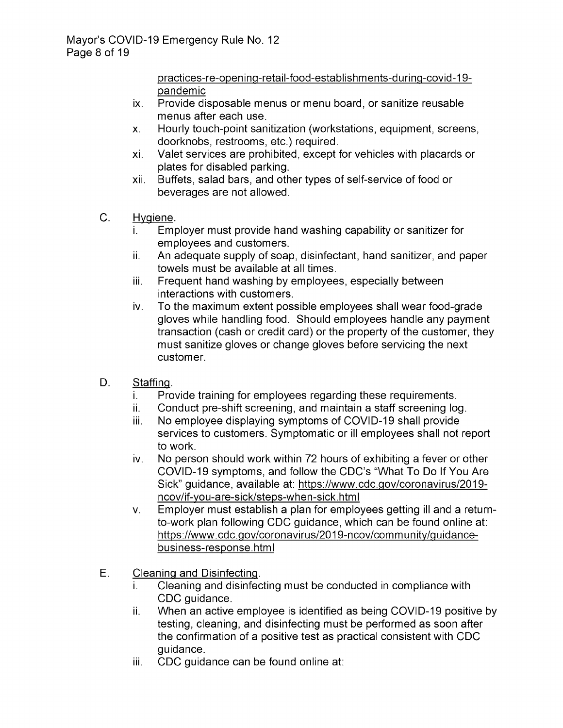practices-re-opening-retail-food-establishments-during-covid-19-pandemic

ix. Provide disposable menus or menu board, or sanitize reusable menus after each use.
x. Hourly touch-point sanitization (workstations, equipment, screens, doorknobs, restrooms, etc.) required.
xi. Valet services are prohibited, except for vehicles with placards or plates for disabled parking.
xii. Buffets, salad bars, and other types of self-service of food or beverages are not allowed.

C. Hygiene.
   i. Employer must provide hand washing capability or sanitizer for employees and customers.
   ii. An adequate supply of soap, disinfectant, hand sanitizer, and paper towels must be available at all times.
   iii. Frequent hand washing by employees, especially between interactions with customers.
   iv. To the maximum extent possible employees shall wear food-grade gloves while handling food. Should employees handle any payment transaction (cash or credit card) or the property of the customer, they must sanitize gloves or change gloves before servicing the next customer.

D. Staffing.
   i. Provide training for employees regarding these requirements.
   ii. Conduct pre-shift screening, and maintain a staff screening log.
   iii. No employee displaying symptoms of COVID-19 shall provide services to customers. Symptomatic or ill employees shall not report to work.
   iv. No person should work within 72 hours of exhibiting a fever or other COVID-19 symptoms, and follow the CDC's "What To Do If You Are Sick" guidance, available at: https://www.cdc.gov/coronavirus/2019-ncov/if-you-are-sick/steps-when-sick.html
   v. Employer must establish a plan for employees getting ill and a return-to-work plan following CDC guidance, which can be found online at: https://www.cdc.gov/coronavirus/2019-ncov/community/guidance-business-response.html

E. Cleaning and Disinfecting.
   i. Cleaning and disinfecting must be conducted in compliance with CDC guidance.
   ii. When an active employee is identified as being COVID-19 positive by testing, cleaning, and disinfecting must be performed as soon after the confirmation of a positive test as practical consistent with CDC guidance.
   iii. CDC guidance can be found online at: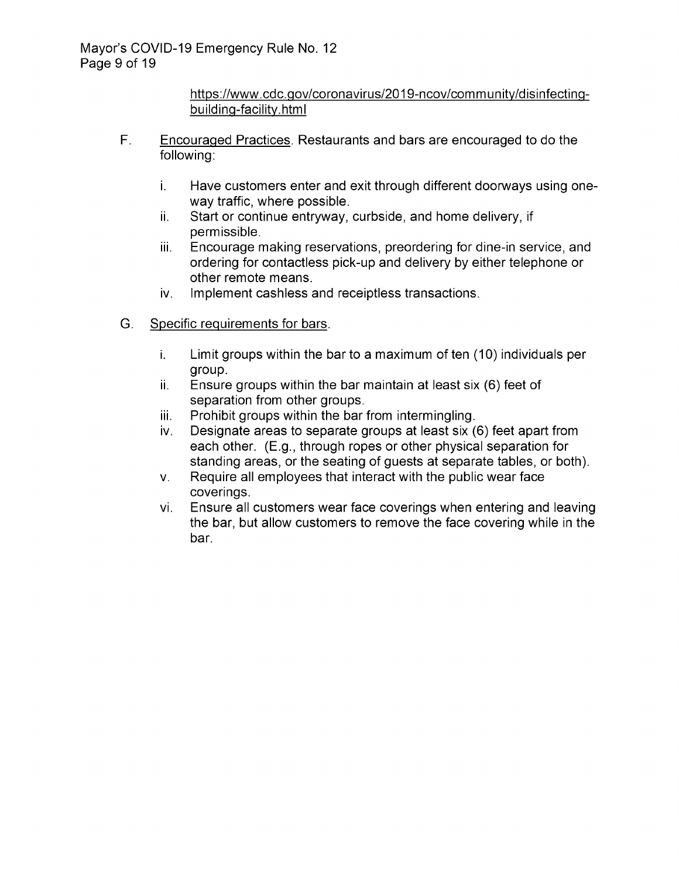https://www.cdc.gov/coronavirus/2019-ncov/community/disinfecting-building-facility.html

F. Encouraged Practices. Restaurants and bars are encouraged to do the following:

   i. Have customers enter and exit through different doorways using one-way traffic, where possible.
   ii. Start or continue entryway, curbside, and home delivery, if permissible.
   iii. Encourage making reservations, preordering for dine-in service, and ordering for contactless pick-up and delivery by either telephone or other remote means.
   iv. Implement cashless and receiptless transactions.

G. Specific requirements for bars.

   i. Limit groups within the bar to a maximum of ten (10) individuals per group.
   ii. Ensure groups within the bar maintain at least six (6) feet of separation from other groups.
   iii. Prohibit groups within the bar from intermingling.
   iv. Designate areas to separate groups at least six (6) feet apart from each other. (E.g., through ropes or other physical separation for standing areas, or the seating of guests at separate tables, or both).
   v. Require all employees that interact with the public wear face coverings.
   vi. Ensure all customers wear face coverings when entering and leaving the bar, but allow customers to remove the face covering while in the bar.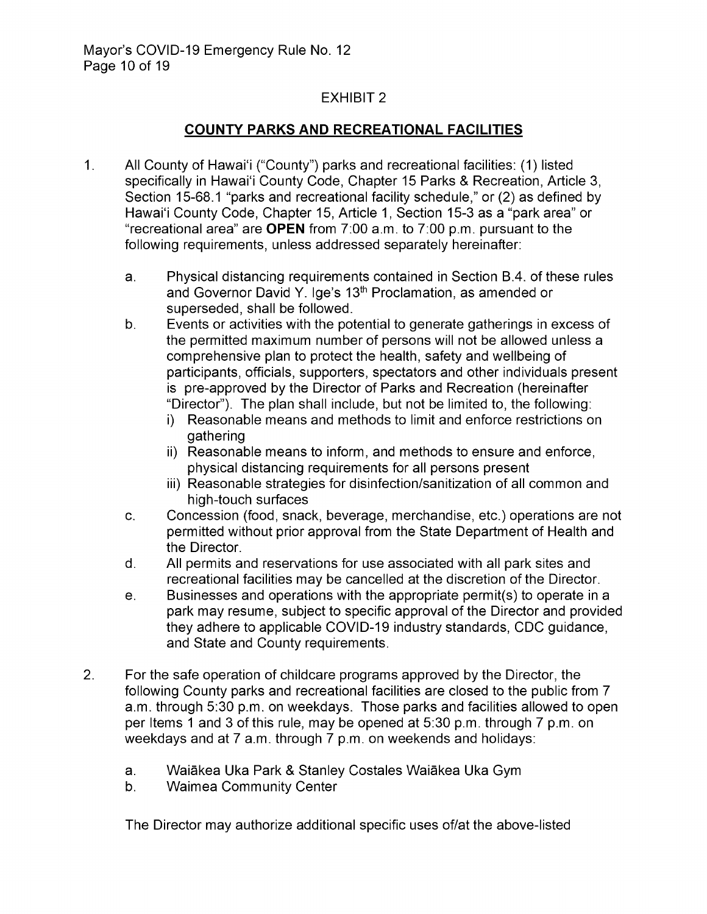## EXHIBIT 2

## COUNTY PARKS AND RECREATIONAL FACILITIES

1. All County of Hawaiʻi ("County") parks and recreational facilities: (1) listed specifically in Hawaiʻi County Code, Chapter 15 Parks & Recreation, Article 3, Section 15-68.1 "parks and recreational facility schedule," or (2) as defined by Hawaiʻi County Code, Chapter 15, Article 1, Section 15-3 as a "park area" or "recreational area" are **OPEN** from 7:00 a.m. to 7:00 p.m. pursuant to the following requirements, unless addressed separately hereinafter:

   a. Physical distancing requirements contained in Section B.4. of these rules and Governor David Y. Ige's 13th Proclamation, as amended or superseded, shall be followed.

   b. Events or activities with the potential to generate gatherings in excess of the permitted maximum number of persons will not be allowed unless a comprehensive plan to protect the health, safety and wellbeing of participants, officials, supporters, spectators and other individuals present is pre-approved by the Director of Parks and Recreation (hereinafter "Director"). The plan shall include, but not be limited to, the following:
      i) Reasonable means and methods to limit and enforce restrictions on gathering
      ii) Reasonable means to inform, and methods to ensure and enforce, physical distancing requirements for all persons present
      iii) Reasonable strategies for disinfection/sanitization of all common and high-touch surfaces

   c. Concession (food, snack, beverage, merchandise, etc.) operations are not permitted without prior approval from the State Department of Health and the Director.

   d. All permits and reservations for use associated with all park sites and recreational facilities may be cancelled at the discretion of the Director.

   e. Businesses and operations with the appropriate permit(s) to operate in a park may resume, subject to specific approval of the Director and provided they adhere to applicable COVID-19 industry standards, CDC guidance, and State and County requirements.

2. For the safe operation of childcare programs approved by the Director, the following County parks and recreational facilities are closed to the public from 7 a.m. through 5:30 p.m. on weekdays. Those parks and facilities allowed to open per Items 1 and 3 of this rule, may be opened at 5:30 p.m. through 7 p.m. on weekdays and at 7 a.m. through 7 p.m. on weekends and holidays:

   a. Waiākea Uka Park & Stanley Costales Waiākea Uka Gym
   b. Waimea Community Center

   The Director may authorize additional specific uses of/at the above-listed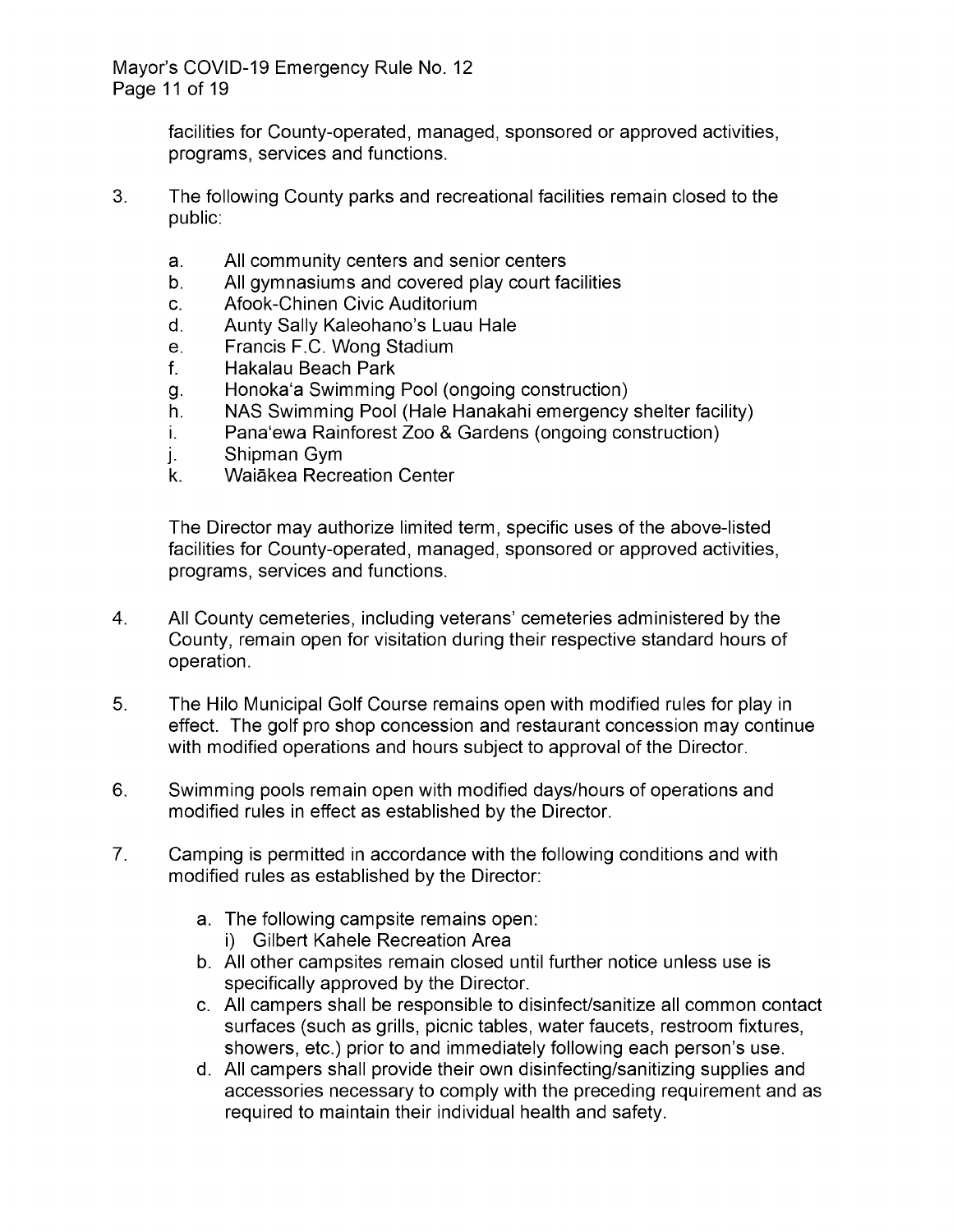facilities for County-operated, managed, sponsored or approved activities, programs, services and functions.

3. The following County parks and recreational facilities remain closed to the public:

    a. All community centers and senior centers
    b. All gymnasiums and covered play court facilities
    c. Afook-Chinen Civic Auditorium
    d. Aunty Sally Kaleohano's Luau Hale
    e. Francis F.C. Wong Stadium
    f. Hakalau Beach Park
    g. Honoka'a Swimming Pool (ongoing construction)
    h. NAS Swimming Pool (Hale Hanakahi emergency shelter facility)
    i. Pana'ewa Rainforest Zoo & Gardens (ongoing construction)
    j. Shipman Gym
    k. Waiākea Recreation Center

    The Director may authorize limited term, specific uses of the above-listed facilities for County-operated, managed, sponsored or approved activities, programs, services and functions.

4. All County cemeteries, including veterans' cemeteries administered by the County, remain open for visitation during their respective standard hours of operation.

5. The Hilo Municipal Golf Course remains open with modified rules for play in effect. The golf pro shop concession and restaurant concession may continue with modified operations and hours subject to approval of the Director.

6. Swimming pools remain open with modified days/hours of operations and modified rules in effect as established by the Director.

7. Camping is permitted in accordance with the following conditions and with modified rules as established by the Director:

    a. The following campsite remains open:
        i) Gilbert Kahele Recreation Area
    b. All other campsites remain closed until further notice unless use is specifically approved by the Director.
    c. All campers shall be responsible to disinfect/sanitize all common contact surfaces (such as grills, picnic tables, water faucets, restroom fixtures, showers, etc.) prior to and immediately following each person's use.
    d. All campers shall provide their own disinfecting/sanitizing supplies and accessories necessary to comply with the preceding requirement and as required to maintain their individual health and safety.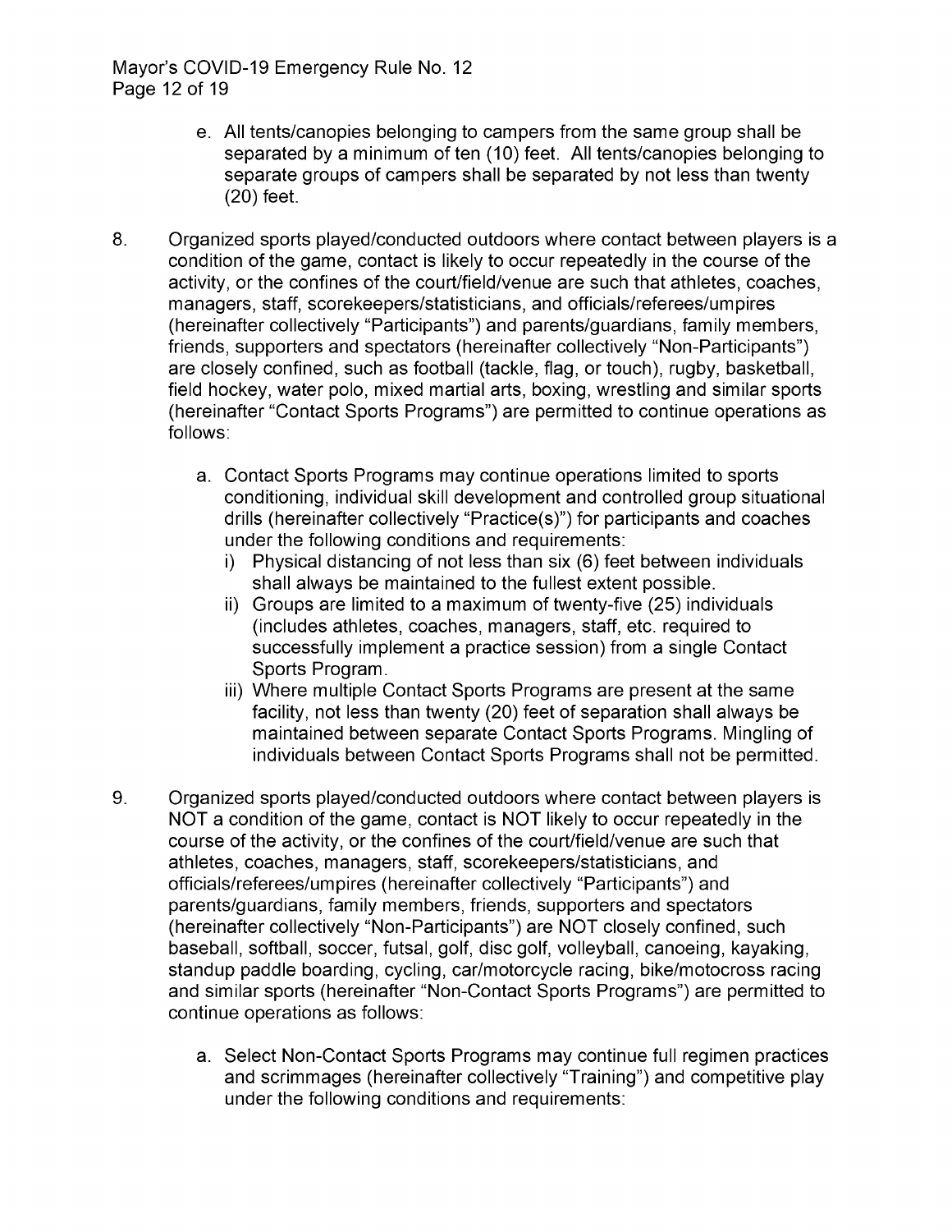e. All tents/canopies belonging to campers from the same group shall be separated by a minimum of ten (10) feet. All tents/canopies belonging to separate groups of campers shall be separated by not less than twenty (20) feet.

8. Organized sports played/conducted outdoors where contact between players is a condition of the game, contact is likely to occur repeatedly in the course of the activity, or the confines of the court/field/venue are such that athletes, coaches, managers, staff, scorekeepers/statisticians, and officials/referees/umpires (hereinafter collectively "Participants") and parents/guardians, family members, friends, supporters and spectators (hereinafter collectively "Non-Participants") are closely confined, such as football (tackle, flag, or touch), rugby, basketball, field hockey, water polo, mixed martial arts, boxing, wrestling and similar sports (hereinafter "Contact Sports Programs") are permitted to continue operations as follows:

   a. Contact Sports Programs may continue operations limited to sports conditioning, individual skill development and controlled group situational drills (hereinafter collectively "Practice(s)") for participants and coaches under the following conditions and requirements:
      i) Physical distancing of not less than six (6) feet between individuals shall always be maintained to the fullest extent possible.
      ii) Groups are limited to a maximum of twenty-five (25) individuals (includes athletes, coaches, managers, staff, etc. required to successfully implement a practice session) from a single Contact Sports Program.
      iii) Where multiple Contact Sports Programs are present at the same facility, not less than twenty (20) feet of separation shall always be maintained between separate Contact Sports Programs. Mingling of individuals between Contact Sports Programs shall not be permitted.

9. Organized sports played/conducted outdoors where contact between players is NOT a condition of the game, contact is NOT likely to occur repeatedly in the course of the activity, or the confines of the court/field/venue are such that athletes, coaches, managers, staff, scorekeepers/statisticians, and officials/referees/umpires (hereinafter collectively "Participants") and parents/guardians, family members, friends, supporters and spectators (hereinafter collectively "Non-Participants") are NOT closely confined, such baseball, softball, soccer, futsal, golf, disc golf, volleyball, canoeing, kayaking, standup paddle boarding, cycling, car/motorcycle racing, bike/motocross racing and similar sports (hereinafter "Non-Contact Sports Programs") are permitted to continue operations as follows:

   a. Select Non-Contact Sports Programs may continue full regimen practices and scrimmages (hereinafter collectively "Training") and competitive play under the following conditions and requirements: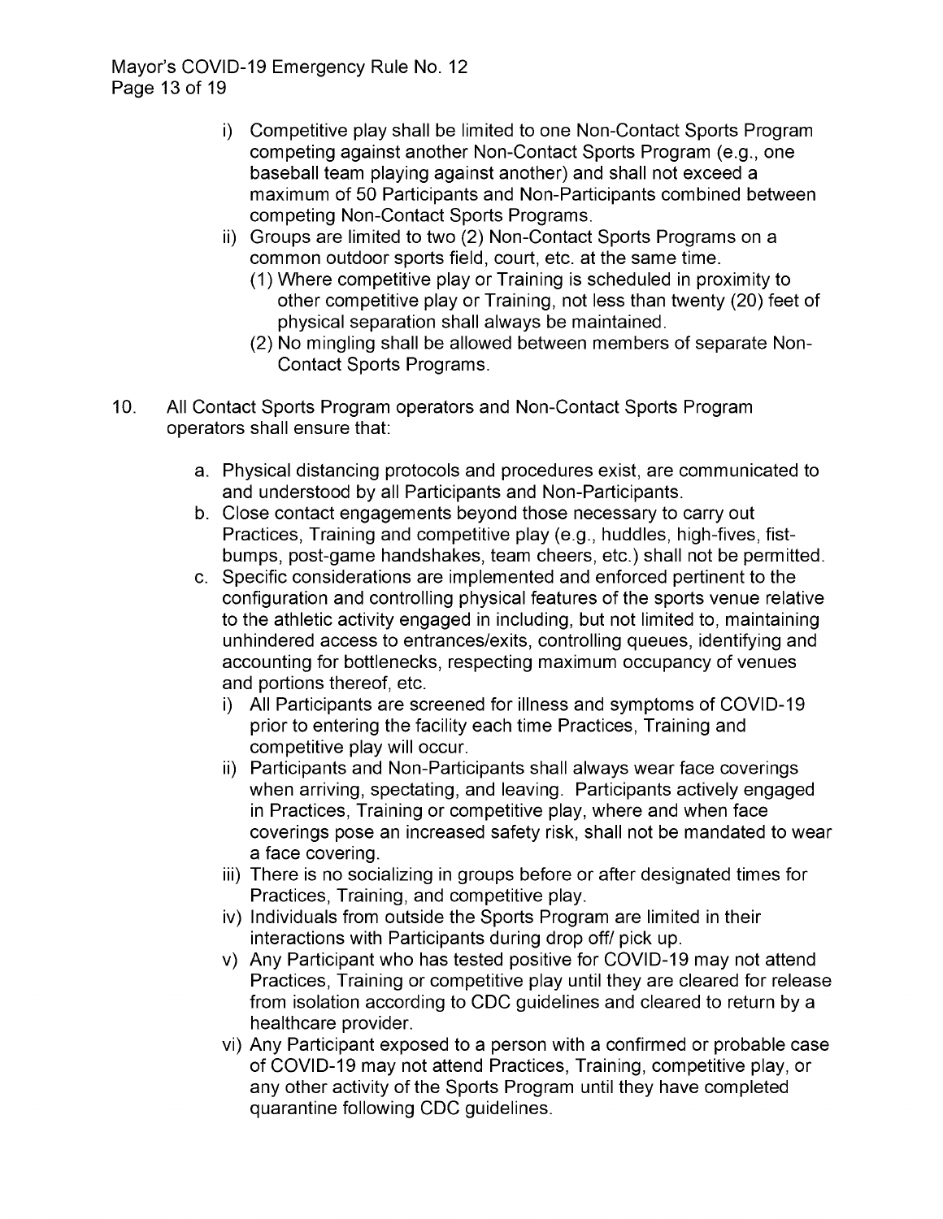i) Competitive play shall be limited to one Non-Contact Sports Program competing against another Non-Contact Sports Program (e.g., one baseball team playing against another) and shall not exceed a maximum of 50 Participants and Non-Participants combined between competing Non-Contact Sports Programs.

ii) Groups are limited to two (2) Non-Contact Sports Programs on a common outdoor sports field, court, etc. at the same time.

   (1) Where competitive play or Training is scheduled in proximity to other competitive play or Training, not less than twenty (20) feet of physical separation shall always be maintained.

   (2) No mingling shall be allowed between members of separate Non-Contact Sports Programs.

10. All Contact Sports Program operators and Non-Contact Sports Program operators shall ensure that:

   a. Physical distancing protocols and procedures exist, are communicated to and understood by all Participants and Non-Participants.

   b. Close contact engagements beyond those necessary to carry out Practices, Training and competitive play (e.g., huddles, high-fives, fist-bumps, post-game handshakes, team cheers, etc.) shall not be permitted.

   c. Specific considerations are implemented and enforced pertinent to the configuration and controlling physical features of the sports venue relative to the athletic activity engaged in including, but not limited to, maintaining unhindered access to entrances/exits, controlling queues, identifying and accounting for bottlenecks, respecting maximum occupancy of venues and portions thereof, etc.

      i) All Participants are screened for illness and symptoms of COVID-19 prior to entering the facility each time Practices, Training and competitive play will occur.

      ii) Participants and Non-Participants shall always wear face coverings when arriving, spectating, and leaving. Participants actively engaged in Practices, Training or competitive play, where and when face coverings pose an increased safety risk, shall not be mandated to wear a face covering.

      iii) There is no socializing in groups before or after designated times for Practices, Training, and competitive play.

      iv) Individuals from outside the Sports Program are limited in their interactions with Participants during drop off/ pick up.

      v) Any Participant who has tested positive for COVID-19 may not attend Practices, Training or competitive play until they are cleared for release from isolation according to CDC guidelines and cleared to return by a healthcare provider.

      vi) Any Participant exposed to a person with a confirmed or probable case of COVID-19 may not attend Practices, Training, competitive play, or any other activity of the Sports Program until they have completed quarantine following CDC guidelines.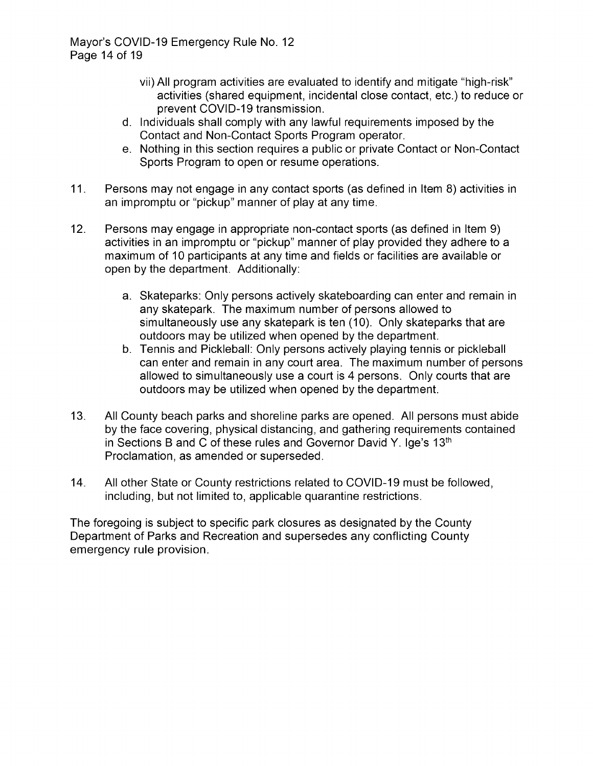vii) All program activities are evaluated to identify and mitigate "high-risk" activities (shared equipment, incidental close contact, etc.) to reduce or prevent COVID-19 transmission.

  d. Individuals shall comply with any lawful requirements imposed by the Contact and Non-Contact Sports Program operator.
  e. Nothing in this section requires a public or private Contact or Non-Contact Sports Program to open or resume operations.

11. Persons may not engage in any contact sports (as defined in Item 8) activities in an impromptu or "pickup" manner of play at any time.

12. Persons may engage in appropriate non-contact sports (as defined in Item 9) activities in an impromptu or "pickup" manner of play provided they adhere to a maximum of 10 participants at any time and fields or facilities are available or open by the department. Additionally:

    a. Skateparks: Only persons actively skateboarding can enter and remain in any skatepark. The maximum number of persons allowed to simultaneously use any skatepark is ten (10). Only skateparks that are outdoors may be utilized when opened by the department.
    b. Tennis and Pickleball: Only persons actively playing tennis or pickleball can enter and remain in any court area. The maximum number of persons allowed to simultaneously use a court is 4 persons. Only courts that are outdoors may be utilized when opened by the department.

13. All County beach parks and shoreline parks are opened. All persons must abide by the face covering, physical distancing, and gathering requirements contained in Sections B and C of these rules and Governor David Y. Ige's 13th Proclamation, as amended or superseded.

14. All other State or County restrictions related to COVID-19 must be followed, including, but not limited to, applicable quarantine restrictions.

The foregoing is subject to specific park closures as designated by the County Department of Parks and Recreation and supersedes any conflicting County emergency rule provision.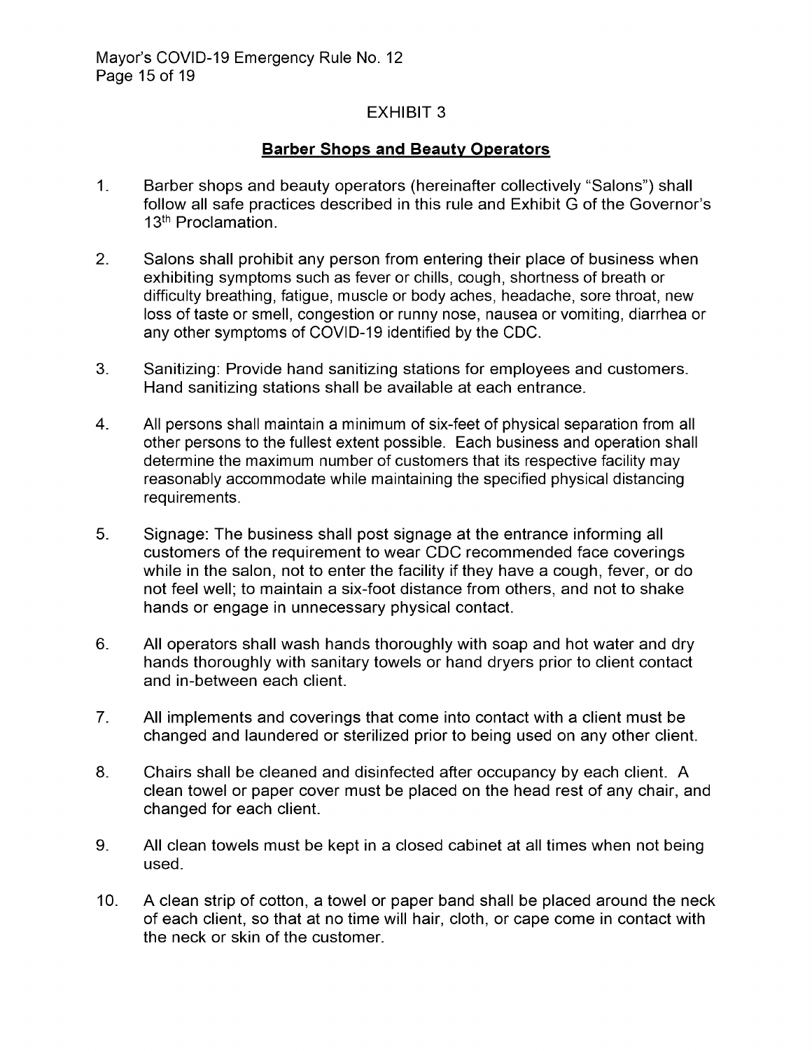## EXHIBIT 3

### **Barber Shops and Beauty Operators**

1. Barber shops and beauty operators (hereinafter collectively "Salons") shall follow all safe practices described in this rule and Exhibit G of the Governor's 13th Proclamation.

2. Salons shall prohibit any person from entering their place of business when exhibiting symptoms such as fever or chills, cough, shortness of breath or difficulty breathing, fatigue, muscle or body aches, headache, sore throat, new loss of taste or smell, congestion or runny nose, nausea or vomiting, diarrhea or any other symptoms of COVID-19 identified by the CDC.

3. Sanitizing: Provide hand sanitizing stations for employees and customers. Hand sanitizing stations shall be available at each entrance.

4. All persons shall maintain a minimum of six-feet of physical separation from all other persons to the fullest extent possible. Each business and operation shall determine the maximum number of customers that its respective facility may reasonably accommodate while maintaining the specified physical distancing requirements.

5. Signage: The business shall post signage at the entrance informing all customers of the requirement to wear CDC recommended face coverings while in the salon, not to enter the facility if they have a cough, fever, or do not feel well; to maintain a six-foot distance from others, and not to shake hands or engage in unnecessary physical contact.

6. All operators shall wash hands thoroughly with soap and hot water and dry hands thoroughly with sanitary towels or hand dryers prior to client contact and in-between each client.

7. All implements and coverings that come into contact with a client must be changed and laundered or sterilized prior to being used on any other client.

8. Chairs shall be cleaned and disinfected after occupancy by each client. A clean towel or paper cover must be placed on the head rest of any chair, and changed for each client.

9. All clean towels must be kept in a closed cabinet at all times when not being used.

10. A clean strip of cotton, a towel or paper band shall be placed around the neck of each client, so that at no time will hair, cloth, or cape come in contact with the neck or skin of the customer.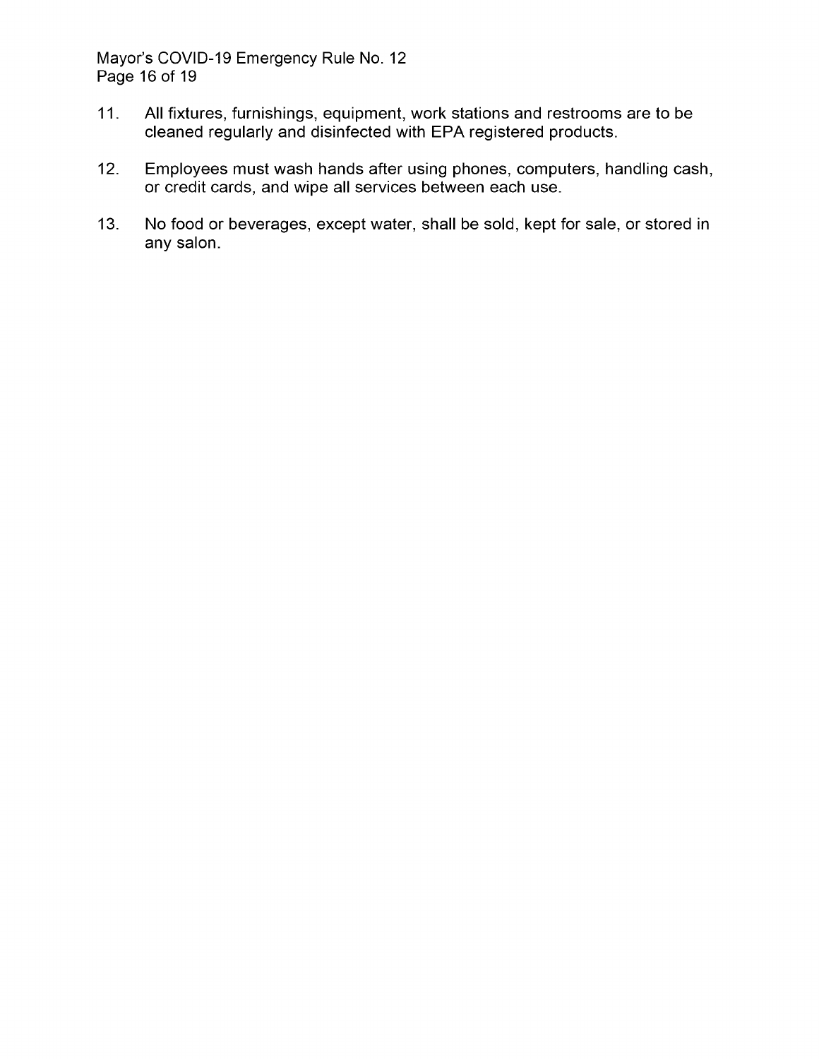11. All fixtures, furnishings, equipment, work stations and restrooms are to be cleaned regularly and disinfected with EPA registered products.

12. Employees must wash hands after using phones, computers, handling cash, or credit cards, and wipe all services between each use.

13. No food or beverages, except water, shall be sold, kept for sale, or stored in any salon.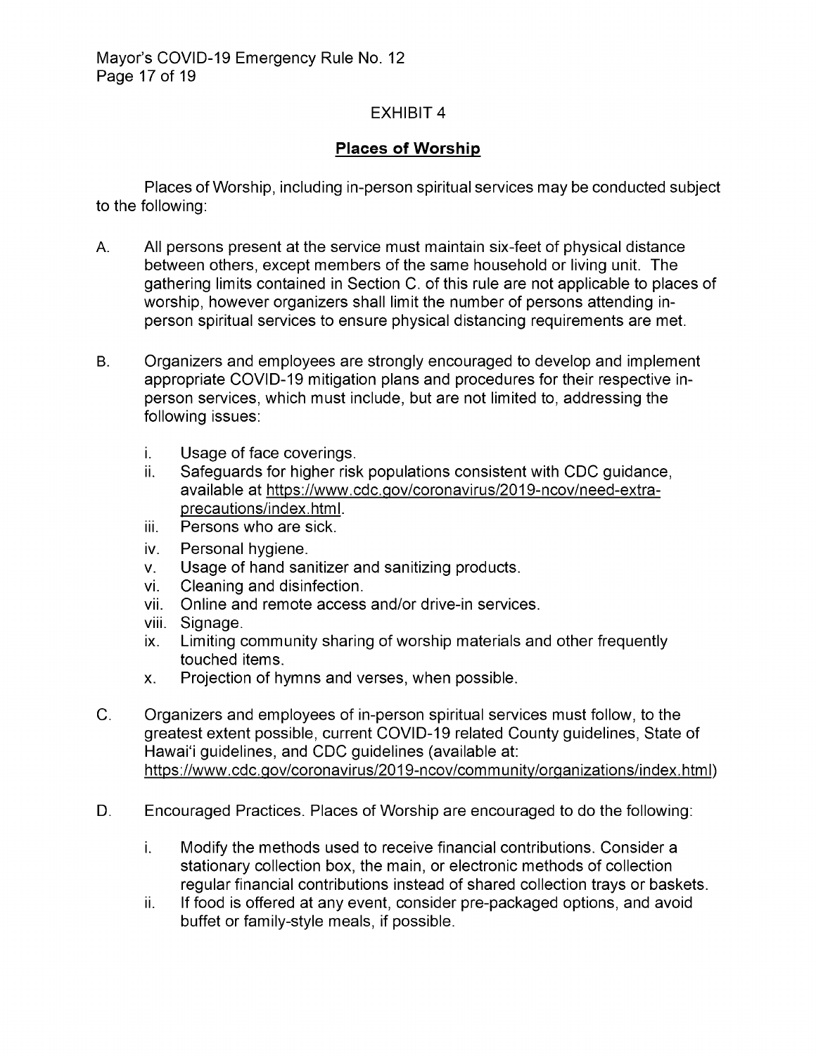EXHIBIT 4

## Places of Worship

Places of Worship, including in-person spiritual services may be conducted subject to the following:

A. All persons present at the service must maintain six-feet of physical distance between others, except members of the same household or living unit. The gathering limits contained in Section C. of this rule are not applicable to places of worship, however organizers shall limit the number of persons attending in-person spiritual services to ensure physical distancing requirements are met.

B. Organizers and employees are strongly encouraged to develop and implement appropriate COVID-19 mitigation plans and procedures for their respective in-person services, which must include, but are not limited to, addressing the following issues:

   i. Usage of face coverings.
   ii. Safeguards for higher risk populations consistent with CDC guidance, available at https://www.cdc.gov/coronavirus/2019-ncov/need-extra-precautions/index.html.
   iii. Persons who are sick.
   iv. Personal hygiene.
   v. Usage of hand sanitizer and sanitizing products.
   vi. Cleaning and disinfection.
   vii. Online and remote access and/or drive-in services.
   viii. Signage.
   ix. Limiting community sharing of worship materials and other frequently touched items.
   x. Projection of hymns and verses, when possible.

C. Organizers and employees of in-person spiritual services must follow, to the greatest extent possible, current COVID-19 related County guidelines, State of Hawai'i guidelines, and CDC guidelines (available at: https://www.cdc.gov/coronavirus/2019-ncov/community/organizations/index.html)

D. Encouraged Practices. Places of Worship are encouraged to do the following:

   i. Modify the methods used to receive financial contributions. Consider a stationary collection box, the main, or electronic methods of collection regular financial contributions instead of shared collection trays or baskets.
   ii. If food is offered at any event, consider pre-packaged options, and avoid buffet or family-style meals, if possible.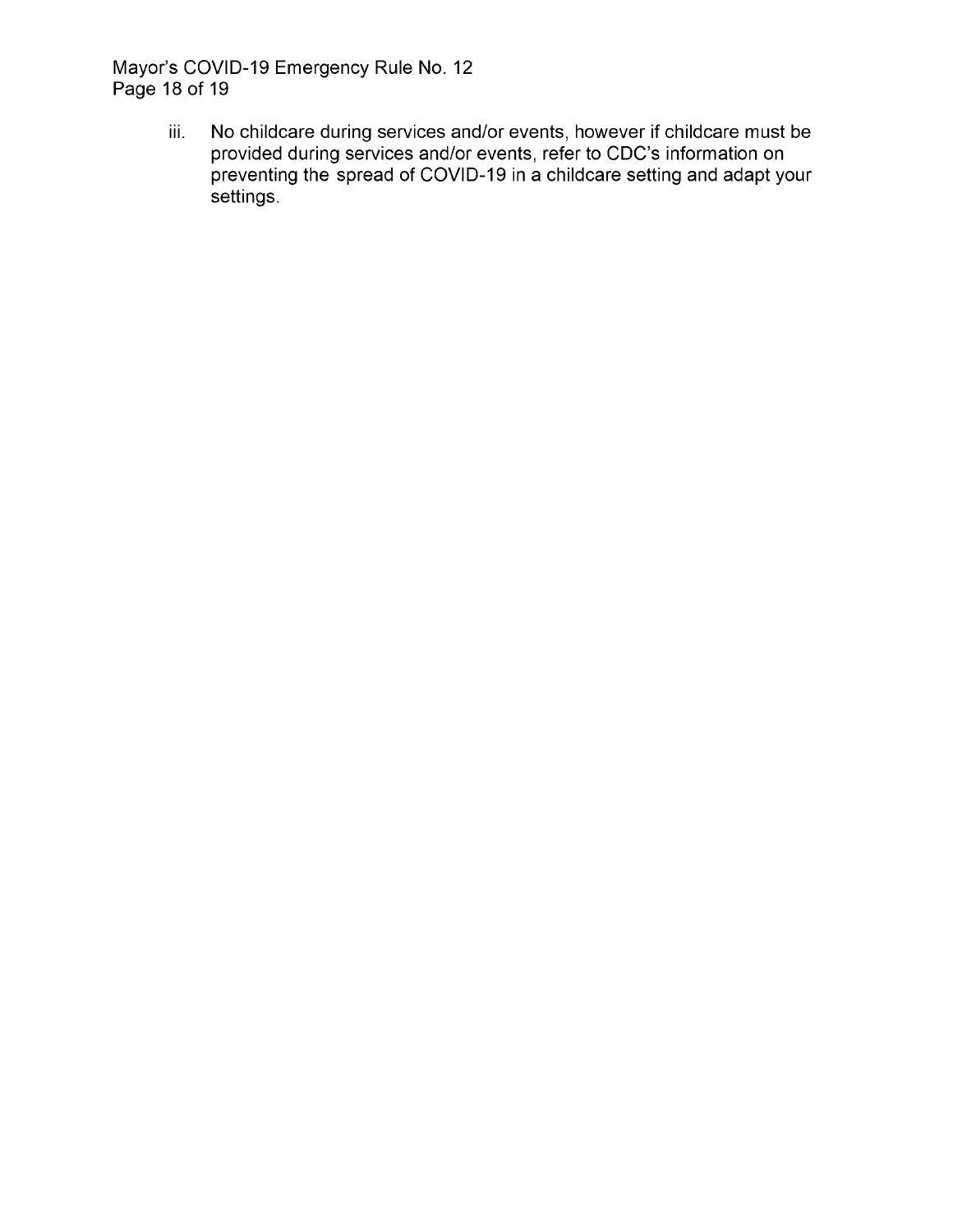iii. No childcare during services and/or events, however if childcare must be provided during services and/or events, refer to CDC's information on preventing the spread of COVID-19 in a childcare setting and adapt your settings.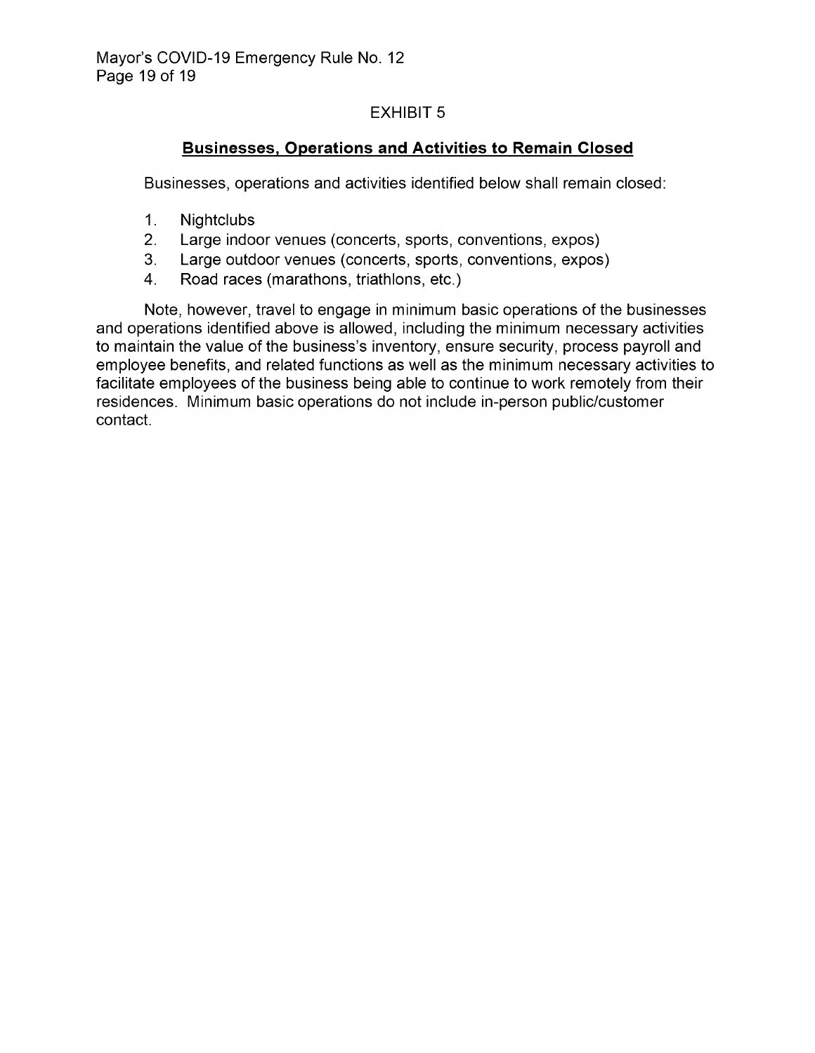EXHIBIT 5

## Businesses, Operations and Activities to Remain Closed

Businesses, operations and activities identified below shall remain closed:

1. Nightclubs
2. Large indoor venues (concerts, sports, conventions, expos)
3. Large outdoor venues (concerts, sports, conventions, expos)
4. Road races (marathons, triathlons, etc.)

Note, however, travel to engage in minimum basic operations of the businesses and operations identified above is allowed, including the minimum necessary activities to maintain the value of the business's inventory, ensure security, process payroll and employee benefits, and related functions as well as the minimum necessary activities to facilitate employees of the business being able to continue to work remotely from their residences. Minimum basic operations do not include in-person public/customer contact.